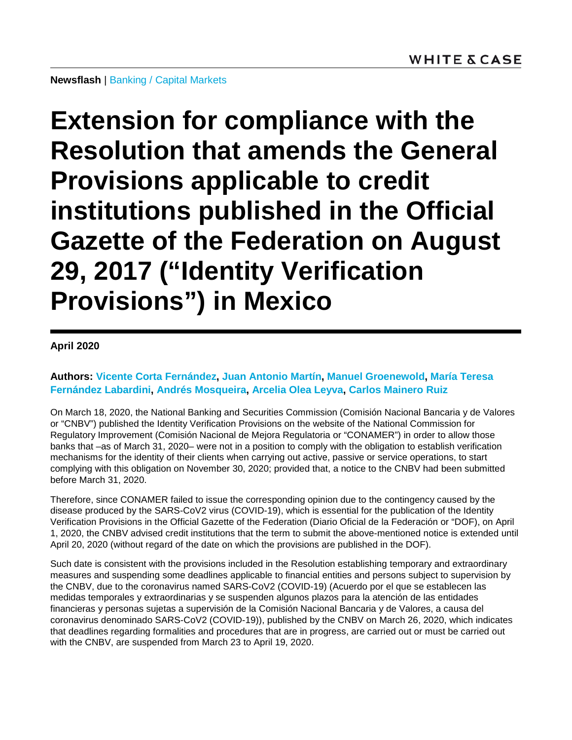WHITE & CASE

**Newsflash** | Banking / Capital Markets

# Extension for compliance with the Resolution that amends the General Provisions applicable to credit institutions published in the Official Gazette of the Federation on August 29, 2017 ("Identity Verification Provisions") in Mexico

**April 2020**

**Authors: Vicente Corta Fernández, Juan Antonio Martín, Manuel Groenewold, María Teresa Fernández Labardini, Andrés Mosqueira, Arcelia Olea Leyva, Carlos Mainero Ruiz**

On March 18, 2020, the National Banking and Securities Commission (Comisión Nacional Bancaria y de Valores or "CNBV") published the Identity Verification Provisions on the website of the National Commission for Regulatory Improvement (Comisión Nacional de Mejora Regulatoria or "CONAMER") in order to allow those banks that –as of March 31, 2020– were not in a position to comply with the obligation to establish verification mechanisms for the identity of their clients when carrying out active, passive or service operations, to start complying with this obligation on November 30, 2020; provided that, a notice to the CNBV had been submitted before March 31, 2020.

Therefore, since CONAMER failed to issue the corresponding opinion due to the contingency caused by the disease produced by the SARS-CoV2 virus (COVID-19), which is essential for the publication of the Identity Verification Provisions in the Official Gazette of the Federation (Diario Oficial de la Federación or "DOF), on April 1, 2020, the CNBV advised credit institutions that the term to submit the above-mentioned notice is extended until April 20, 2020 (without regard of the date on which the provisions are published in the DOF).

Such date is consistent with the provisions included in the Resolution establishing temporary and extraordinary measures and suspending some deadlines applicable to financial entities and persons subject to supervision by the CNBV, due to the coronavirus named SARS-CoV2 (COVID-19) (Acuerdo por el que se establecen las medidas temporales y extraordinarias y se suspenden algunos plazos para la atención de las entidades financieras y personas sujetas a supervisión de la Comisión Nacional Bancaria y de Valores, a causa del coronavirus denominado SARS-CoV2 (COVID-19)), published by the CNBV on March 26, 2020, which indicates that deadlines regarding formalities and procedures that are in progress, are carried out or must be carried out with the CNBV, are suspended from March 23 to April 19, 2020.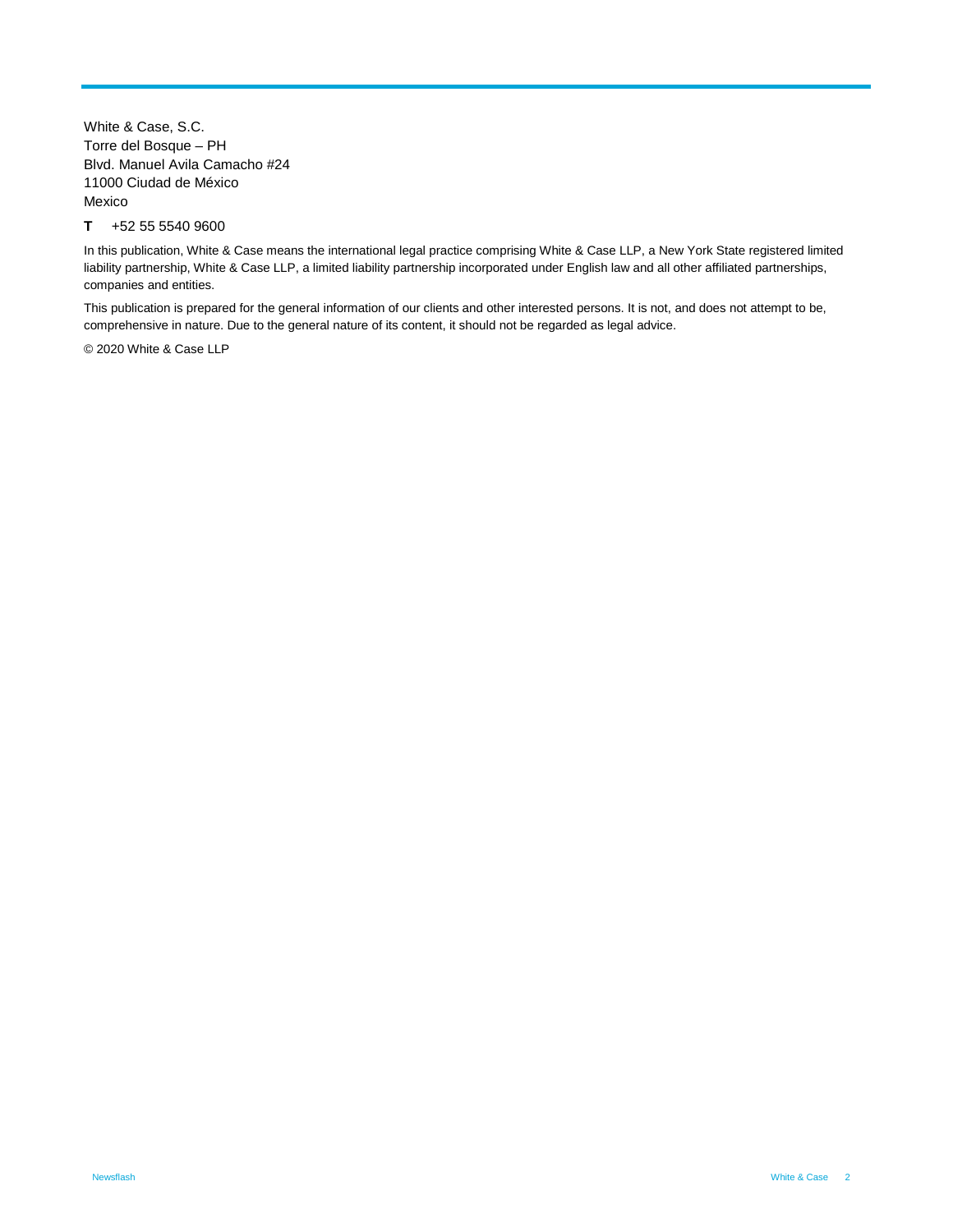White & Case, S.C.
Torre del Bosque – PH
Blvd. Manuel Avila Camacho #24
11000 Ciudad de México
Mexico

**T** +52 55 5540 9600

In this publication, White & Case means the international legal practice comprising White & Case LLP, a New York State registered limited liability partnership, White & Case LLP, a limited liability partnership incorporated under English law and all other affiliated partnerships, companies and entities.

This publication is prepared for the general information of our clients and other interested persons. It is not, and does not attempt to be, comprehensive in nature. Due to the general nature of its content, it should not be regarded as legal advice.

© 2020 White & Case LLP